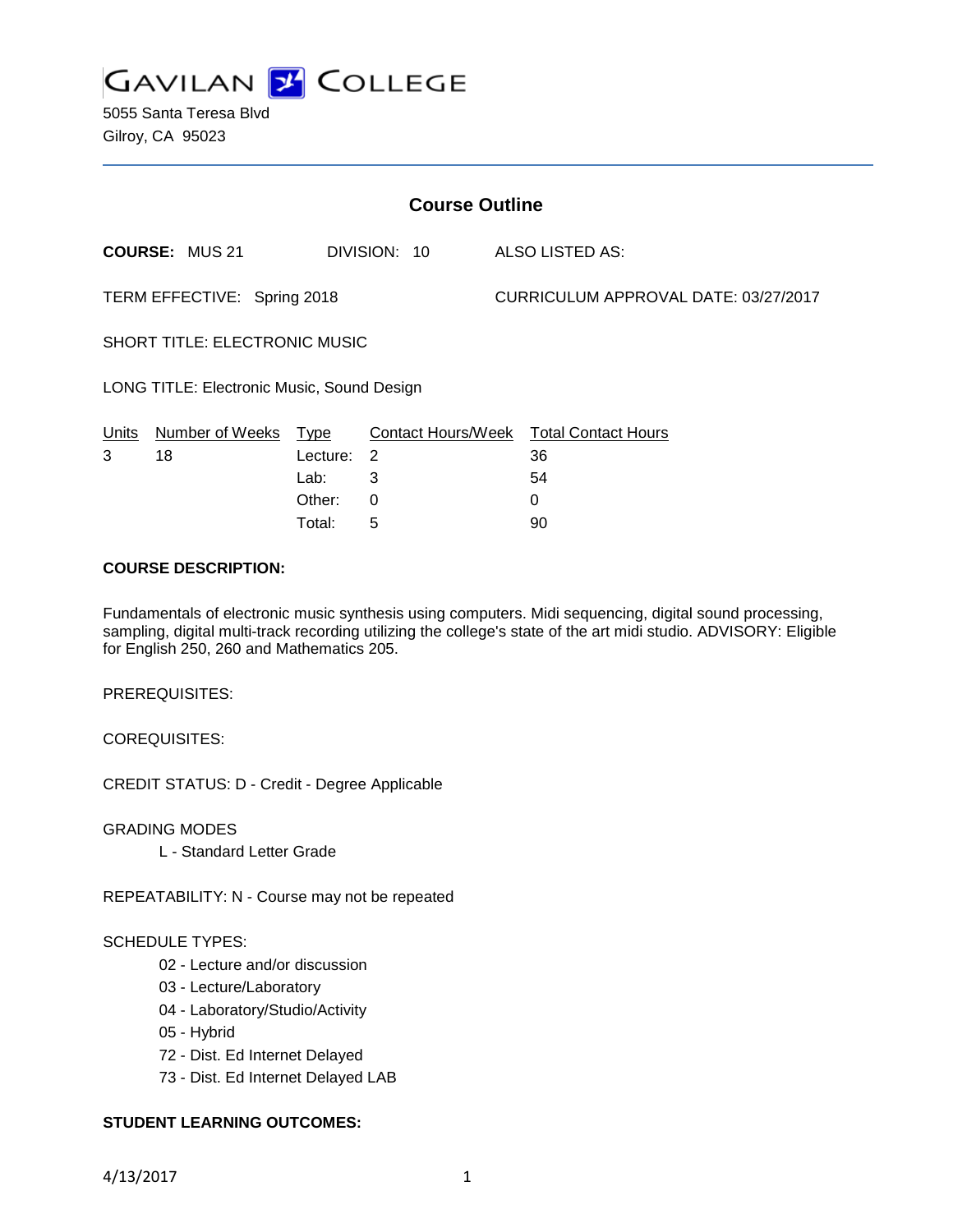# GAVILAN COLLEGE

5055 Santa Teresa Blvd
Gilroy, CA 95023

## Course Outline

**COURSE:** MUS 21 DIVISION: 10 ALSO LISTED AS:

TERM EFFECTIVE: Spring 2018 CURRICULUM APPROVAL DATE: 03/27/2017

SHORT TITLE: ELECTRONIC MUSIC

LONG TITLE: Electronic Music, Sound Design

| Units | Number of Weeks | Type | Contact Hours/Week | Total Contact Hours |
|---|---|---|---|---|
| 3 | 18 | Lecture: | 2 | 36 |
| | | Lab: | 3 | 54 |
| | | Other: | 0 | 0 |
| | | Total: | 5 | 90 |

**COURSE DESCRIPTION:**

Fundamentals of electronic music synthesis using computers. Midi sequencing, digital sound processing, sampling, digital multi-track recording utilizing the college's state of the art midi studio. ADVISORY: Eligible for English 250, 260 and Mathematics 205.

PREREQUISITES:

COREQUISITES:

CREDIT STATUS: D - Credit - Degree Applicable

GRADING MODES

- L - Standard Letter Grade

REPEATABILITY: N - Course may not be repeated

SCHEDULE TYPES:

- 02 - Lecture and/or discussion
- 03 - Lecture/Laboratory
- 04 - Laboratory/Studio/Activity
- 05 - Hybrid
- 72 - Dist. Ed Internet Delayed
- 73 - Dist. Ed Internet Delayed LAB

**STUDENT LEARNING OUTCOMES:**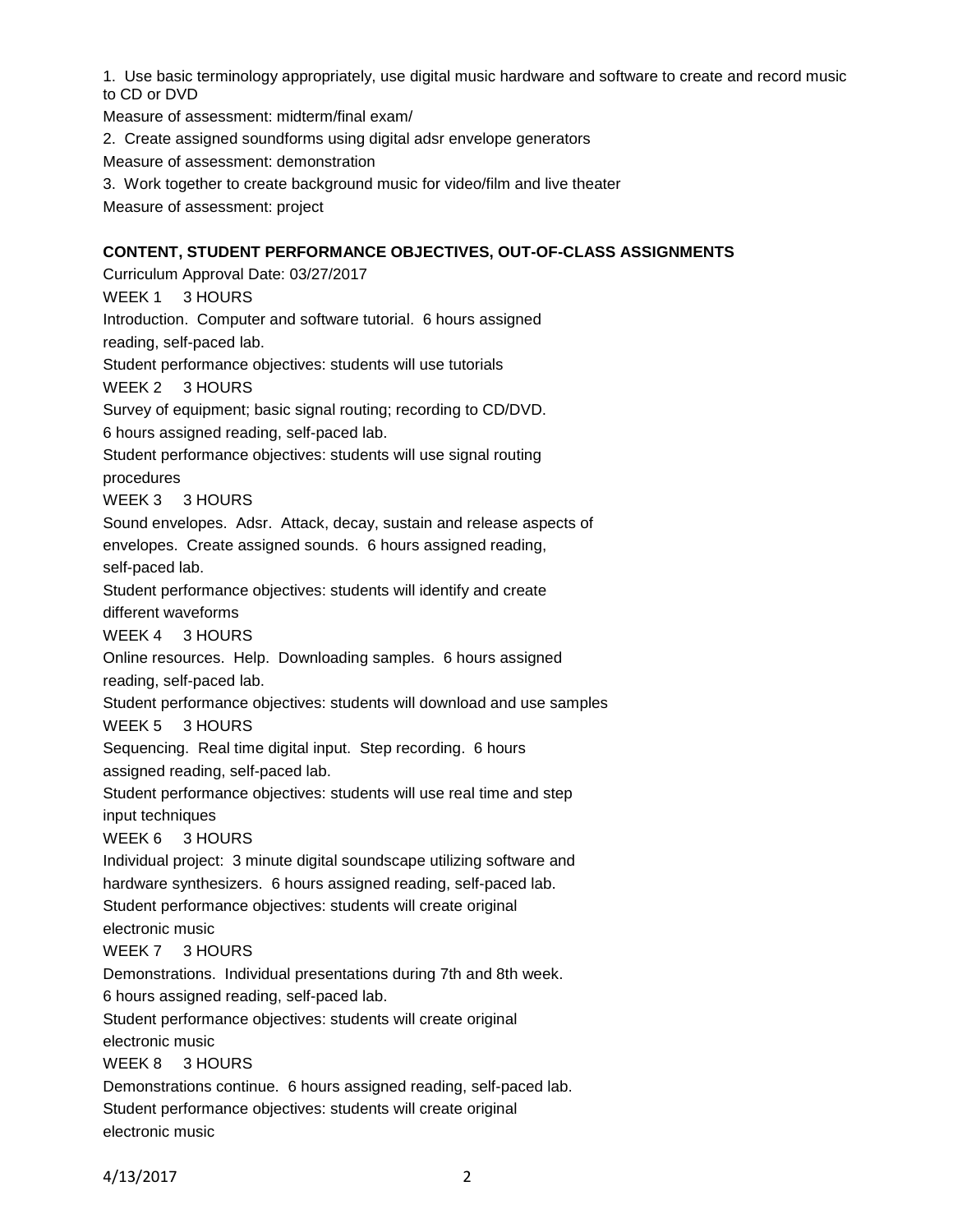1. Use basic terminology appropriately, use digital music hardware and software to create and record music to CD or DVD

Measure of assessment: midterm/final exam/

2. Create assigned soundforms using digital adsr envelope generators

Measure of assessment: demonstration

3. Work together to create background music for video/film and live theater

Measure of assessment: project

**CONTENT, STUDENT PERFORMANCE OBJECTIVES, OUT-OF-CLASS ASSIGNMENTS**

Curriculum Approval Date: 03/27/2017

WEEK 1 3 HOURS

Introduction. Computer and software tutorial. 6 hours assigned reading, self-paced lab.

Student performance objectives: students will use tutorials

WEEK 2 3 HOURS

Survey of equipment; basic signal routing; recording to CD/DVD. 6 hours assigned reading, self-paced lab.

Student performance objectives: students will use signal routing procedures

WEEK 3 3 HOURS

Sound envelopes. Adsr. Attack, decay, sustain and release aspects of envelopes. Create assigned sounds. 6 hours assigned reading, self-paced lab.

Student performance objectives: students will identify and create different waveforms

WEEK 4 3 HOURS

Online resources. Help. Downloading samples. 6 hours assigned reading, self-paced lab.

Student performance objectives: students will download and use samples

WEEK 5 3 HOURS

Sequencing. Real time digital input. Step recording. 6 hours assigned reading, self-paced lab.

Student performance objectives: students will use real time and step input techniques

WEEK 6 3 HOURS

Individual project: 3 minute digital soundscape utilizing software and hardware synthesizers. 6 hours assigned reading, self-paced lab.

Student performance objectives: students will create original electronic music

WEEK 7 3 HOURS

Demonstrations. Individual presentations during 7th and 8th week. 6 hours assigned reading, self-paced lab.

Student performance objectives: students will create original electronic music

WEEK 8 3 HOURS

Demonstrations continue. 6 hours assigned reading, self-paced lab.

Student performance objectives: students will create original electronic music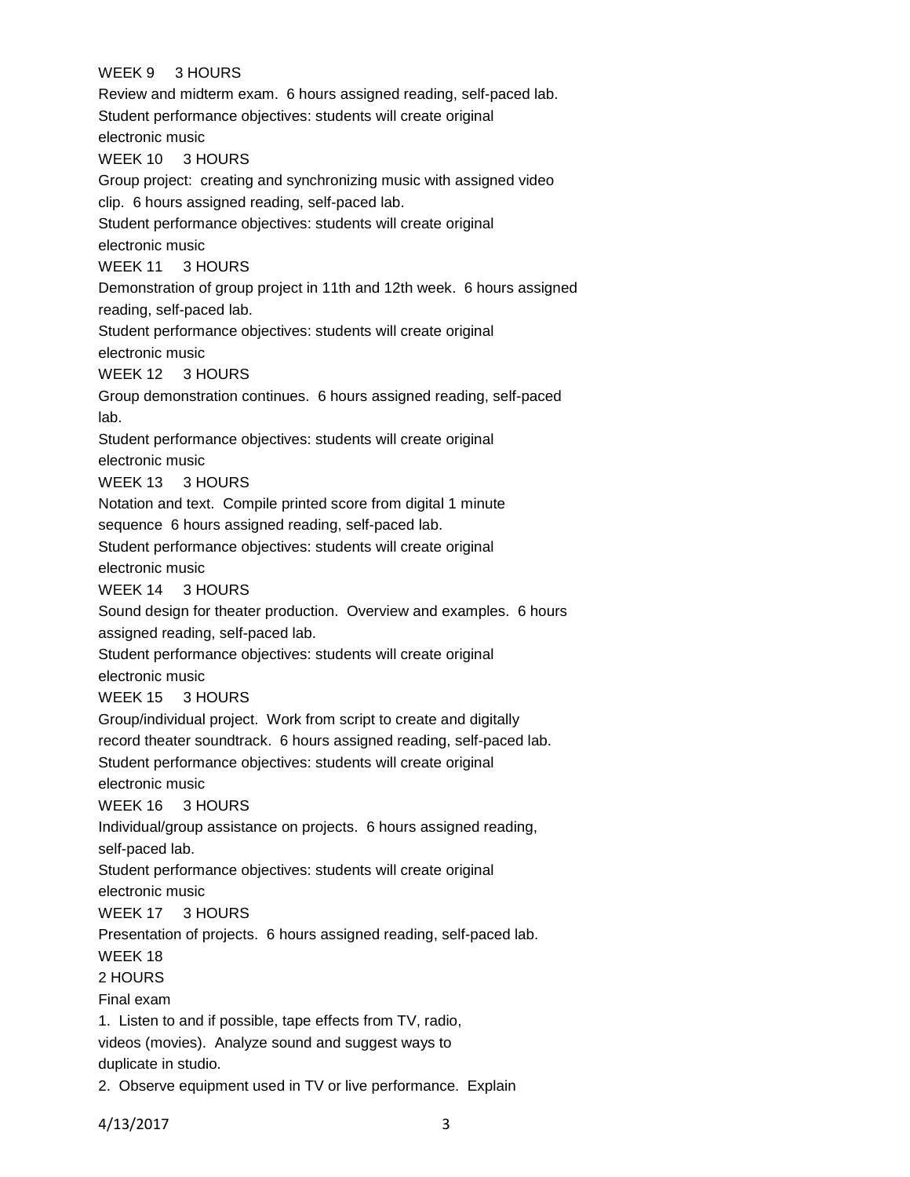WEEK 9 3 HOURS

Review and midterm exam. 6 hours assigned reading, self-paced lab.

Student performance objectives: students will create original electronic music

WEEK 10 3 HOURS

Group project: creating and synchronizing music with assigned video clip. 6 hours assigned reading, self-paced lab.

Student performance objectives: students will create original electronic music

WEEK 11 3 HOURS

Demonstration of group project in 11th and 12th week. 6 hours assigned reading, self-paced lab.

Student performance objectives: students will create original electronic music

WEEK 12 3 HOURS

Group demonstration continues. 6 hours assigned reading, self-paced lab.

Student performance objectives: students will create original electronic music

WEEK 13 3 HOURS

Notation and text. Compile printed score from digital 1 minute sequence 6 hours assigned reading, self-paced lab.

Student performance objectives: students will create original electronic music

WEEK 14 3 HOURS

Sound design for theater production. Overview and examples. 6 hours assigned reading, self-paced lab.

Student performance objectives: students will create original electronic music

WEEK 15 3 HOURS

Group/individual project. Work from script to create and digitally record theater soundtrack. 6 hours assigned reading, self-paced lab.

Student performance objectives: students will create original electronic music

WEEK 16 3 HOURS

Individual/group assistance on projects. 6 hours assigned reading, self-paced lab.

Student performance objectives: students will create original electronic music

WEEK 17 3 HOURS

Presentation of projects. 6 hours assigned reading, self-paced lab.

WEEK 18

2 HOURS

Final exam

1. Listen to and if possible, tape effects from TV, radio, videos (movies). Analyze sound and suggest ways to duplicate in studio.
2. Observe equipment used in TV or live performance. Explain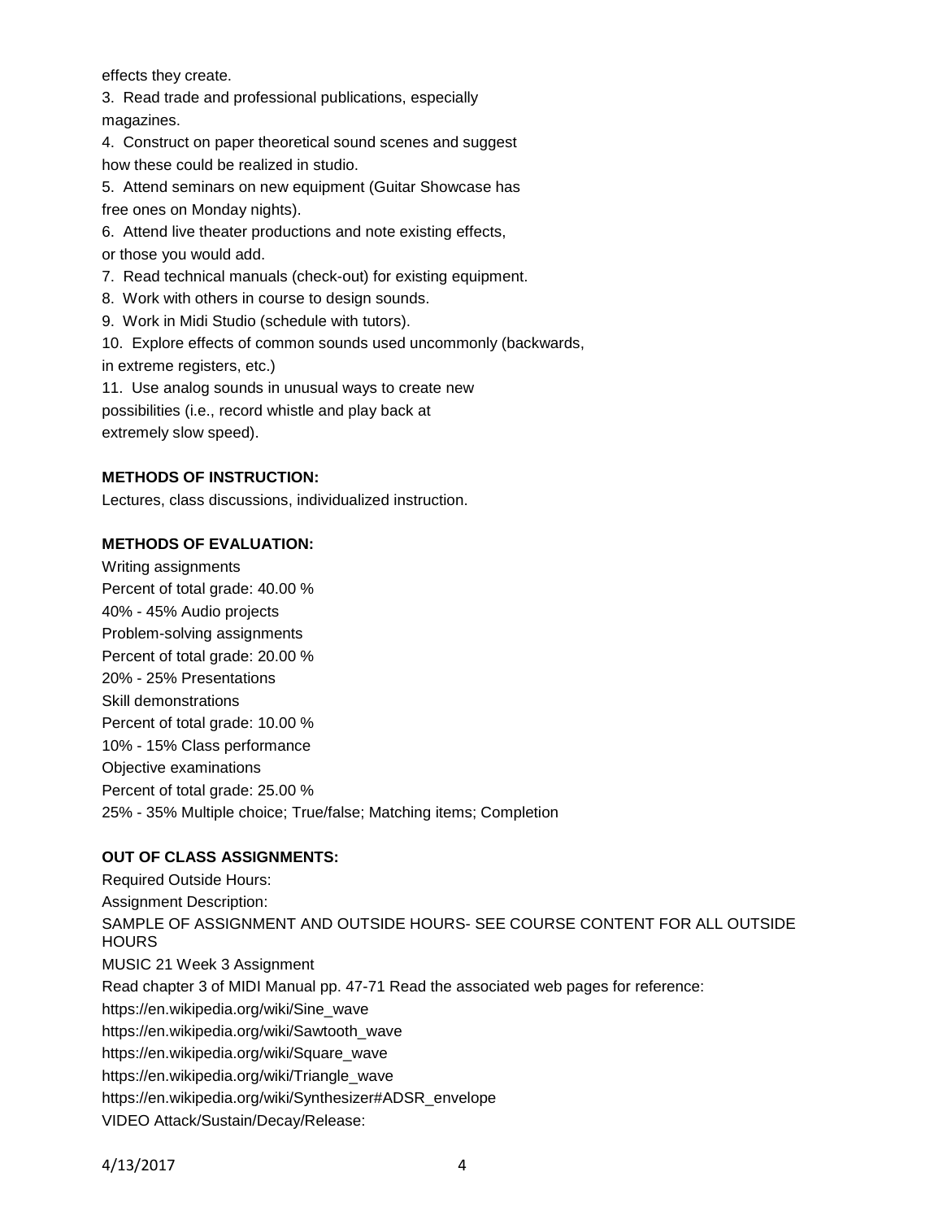effects they create.

3. Read trade and professional publications, especially magazines.
4. Construct on paper theoretical sound scenes and suggest how these could be realized in studio.
5. Attend seminars on new equipment (Guitar Showcase has free ones on Monday nights).
6. Attend live theater productions and note existing effects, or those you would add.
7. Read technical manuals (check-out) for existing equipment.
8. Work with others in course to design sounds.
9. Work in Midi Studio (schedule with tutors).
10. Explore effects of common sounds used uncommonly (backwards, in extreme registers, etc.)
11. Use analog sounds in unusual ways to create new possibilities (i.e., record whistle and play back at extremely slow speed).

**METHODS OF INSTRUCTION:**

Lectures, class discussions, individualized instruction.

**METHODS OF EVALUATION:**

Writing assignments
Percent of total grade: 40.00 %
40% - 45% Audio projects
Problem-solving assignments
Percent of total grade: 20.00 %
20% - 25% Presentations
Skill demonstrations
Percent of total grade: 10.00 %
10% - 15% Class performance
Objective examinations
Percent of total grade: 25.00 %
25% - 35% Multiple choice; True/false; Matching items; Completion

**OUT OF CLASS ASSIGNMENTS:**

Required Outside Hours:
Assignment Description:
SAMPLE OF ASSIGNMENT AND OUTSIDE HOURS- SEE COURSE CONTENT FOR ALL OUTSIDE HOURS
MUSIC 21 Week 3 Assignment
Read chapter 3 of MIDI Manual pp. 47-71 Read the associated web pages for reference:
https://en.wikipedia.org/wiki/Sine_wave
https://en.wikipedia.org/wiki/Sawtooth_wave
https://en.wikipedia.org/wiki/Square_wave
https://en.wikipedia.org/wiki/Triangle_wave
https://en.wikipedia.org/wiki/Synthesizer#ADSR_envelope
VIDEO Attack/Sustain/Decay/Release: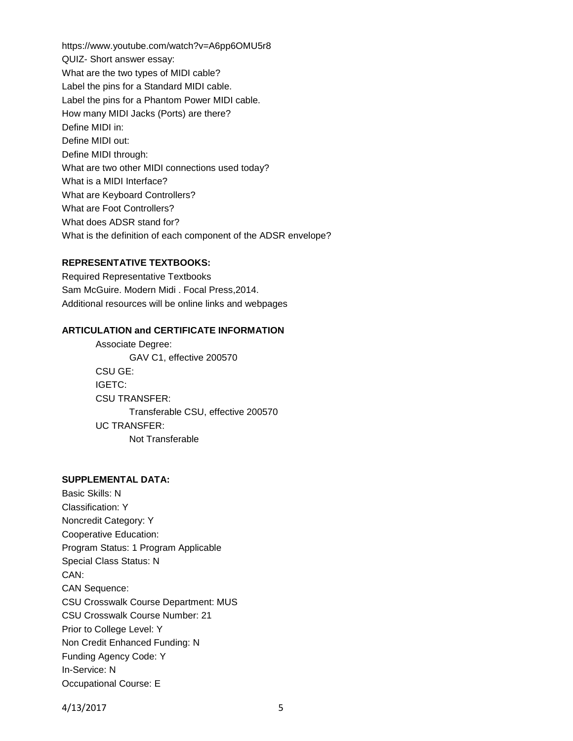https://www.youtube.com/watch?v=A6pp6OMU5r8

QUIZ- Short answer essay:

What are the two types of MIDI cable?

Label the pins for a Standard MIDI cable.

Label the pins for a Phantom Power MIDI cable.

How many MIDI Jacks (Ports) are there?

Define MIDI in:

Define MIDI out:

Define MIDI through:

What are two other MIDI connections used today?

What is a MIDI Interface?

What are Keyboard Controllers?

What are Foot Controllers?

What does ADSR stand for?

What is the definition of each component of the ADSR envelope?

**REPRESENTATIVE TEXTBOOKS:**

Required Representative Textbooks

Sam McGuire. Modern Midi . Focal Press,2014.

Additional resources will be online links and webpages

**ARTICULATION and CERTIFICATE INFORMATION**

Associate Degree:
- GAV C1, effective 200570

CSU GE:

IGETC:

CSU TRANSFER:
- Transferable CSU, effective 200570

UC TRANSFER:
- Not Transferable

**SUPPLEMENTAL DATA:**

Basic Skills: N

Classification: Y

Noncredit Category: Y

Cooperative Education:

Program Status: 1 Program Applicable

Special Class Status: N

CAN:

CAN Sequence:

CSU Crosswalk Course Department: MUS

CSU Crosswalk Course Number: 21

Prior to College Level: Y

Non Credit Enhanced Funding: N

Funding Agency Code: Y

In-Service: N

Occupational Course: E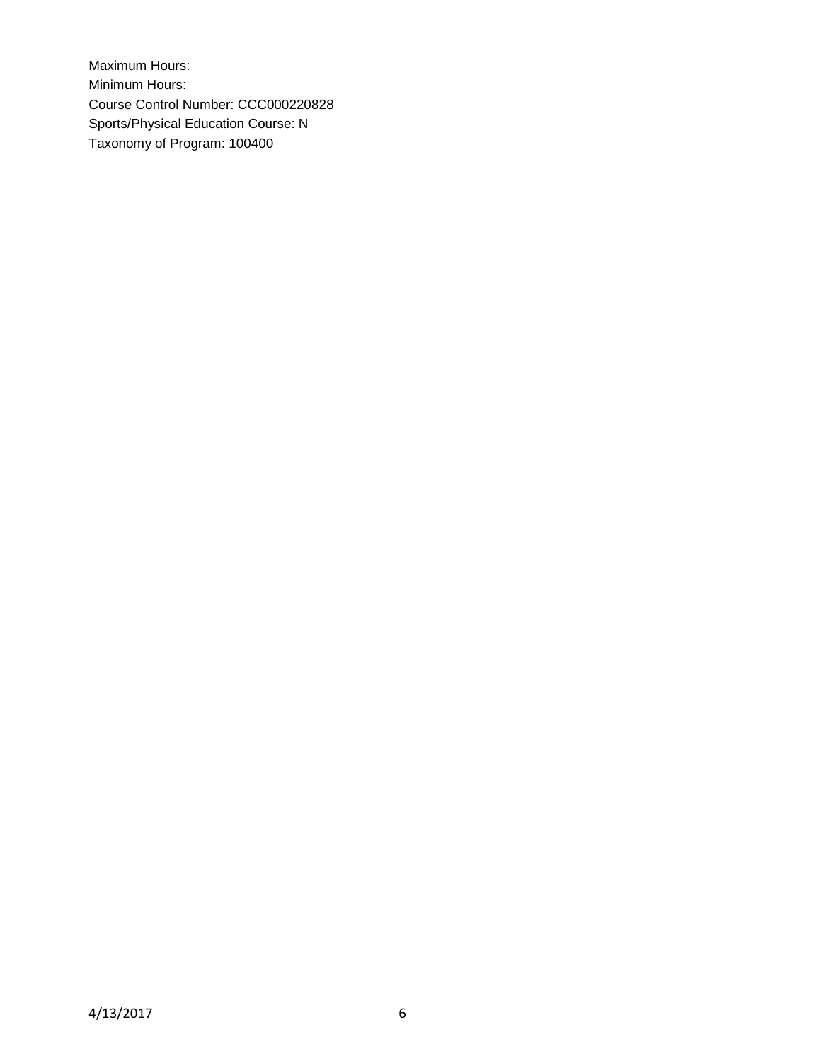Maximum Hours:
Minimum Hours:
Course Control Number: CCC000220828
Sports/Physical Education Course: N
Taxonomy of Program: 100400